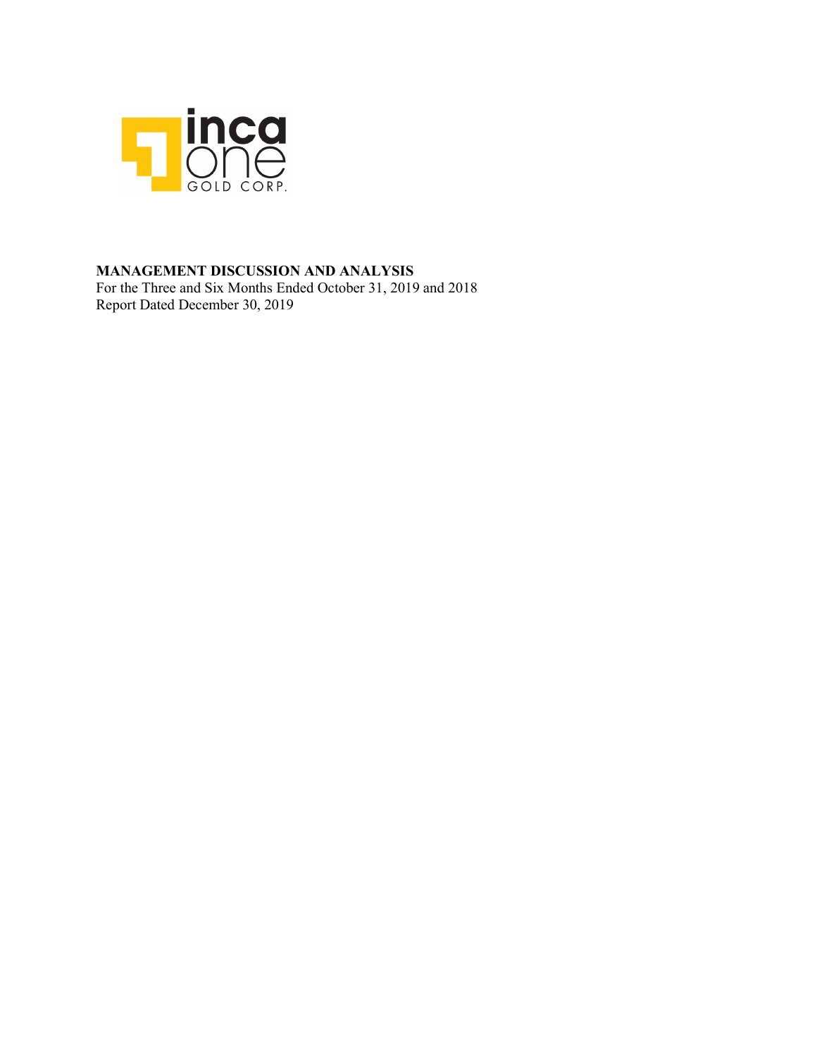inca one GOLD CORP.

**MANAGEMENT DISCUSSION AND ANALYSIS**

For the Three and Six Months Ended October 31, 2019 and 2018

Report Dated December 30, 2019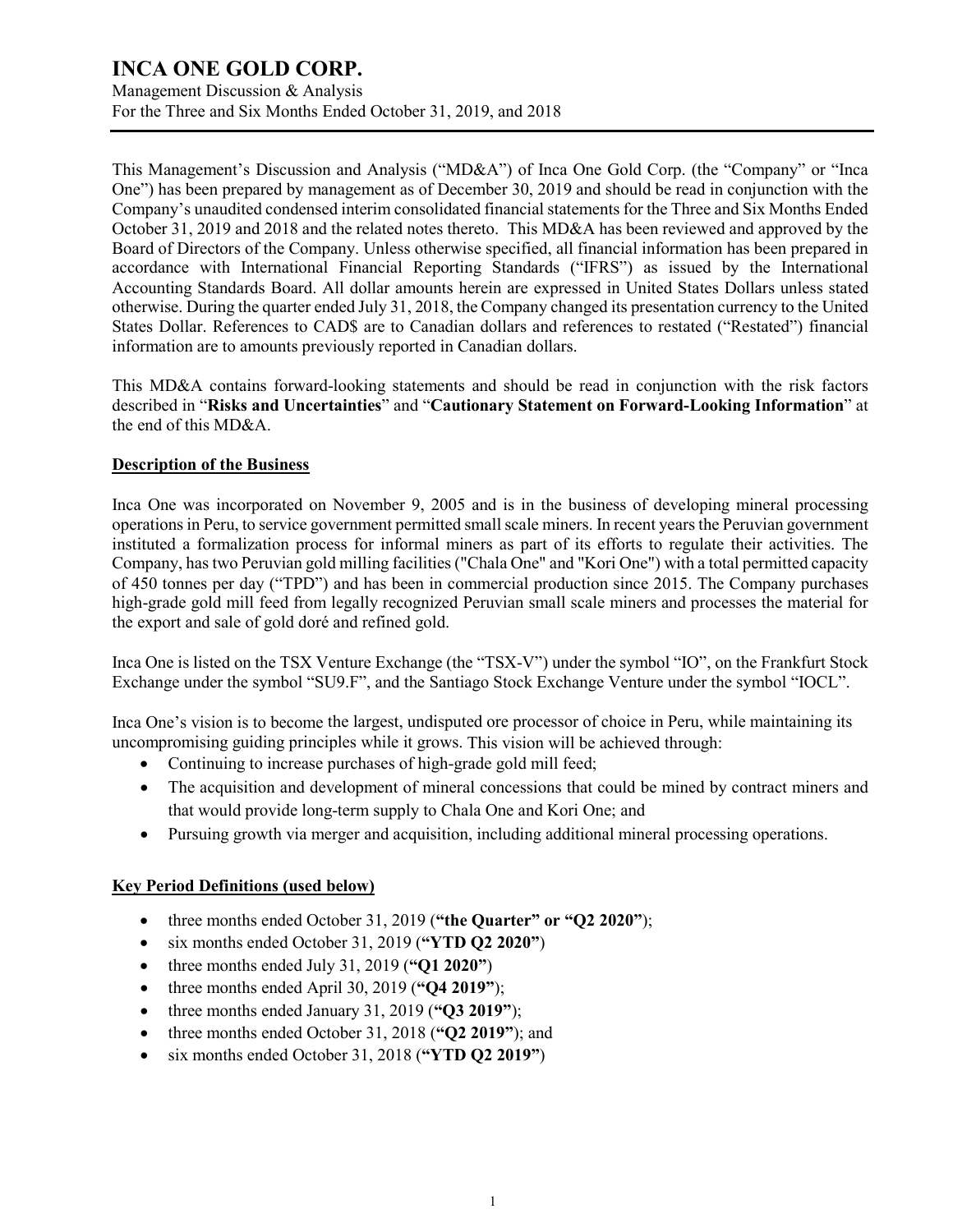# INCA ONE GOLD CORP.

Management Discussion & Analysis
For the Three and Six Months Ended October 31, 2019, and 2018

This Management's Discussion and Analysis ("MD&A") of Inca One Gold Corp. (the "Company" or "Inca One") has been prepared by management as of December 30, 2019 and should be read in conjunction with the Company's unaudited condensed interim consolidated financial statements for the Three and Six Months Ended October 31, 2019 and 2018 and the related notes thereto. This MD&A has been reviewed and approved by the Board of Directors of the Company. Unless otherwise specified, all financial information has been prepared in accordance with International Financial Reporting Standards ("IFRS") as issued by the International Accounting Standards Board. All dollar amounts herein are expressed in United States Dollars unless stated otherwise. During the quarter ended July 31, 2018, the Company changed its presentation currency to the United States Dollar. References to CAD$ are to Canadian dollars and references to restated ("Restated") financial information are to amounts previously reported in Canadian dollars.

This MD&A contains forward-looking statements and should be read in conjunction with the risk factors described in "**Risks and Uncertainties**" and "**Cautionary Statement on Forward-Looking Information**" at the end of this MD&A.

## Description of the Business

Inca One was incorporated on November 9, 2005 and is in the business of developing mineral processing operations in Peru, to service government permitted small scale miners. In recent years the Peruvian government instituted a formalization process for informal miners as part of its efforts to regulate their activities. The Company, has two Peruvian gold milling facilities ("Chala One" and "Kori One") with a total permitted capacity of 450 tonnes per day ("TPD") and has been in commercial production since 2015. The Company purchases high-grade gold mill feed from legally recognized Peruvian small scale miners and processes the material for the export and sale of gold doré and refined gold.

Inca One is listed on the TSX Venture Exchange (the "TSX-V") under the symbol "IO", on the Frankfurt Stock Exchange under the symbol "SU9.F", and the Santiago Stock Exchange Venture under the symbol "IOCL".

Inca One's vision is to become the largest, undisputed ore processor of choice in Peru, while maintaining its uncompromising guiding principles while it grows. This vision will be achieved through:

- Continuing to increase purchases of high-grade gold mill feed;
- The acquisition and development of mineral concessions that could be mined by contract miners and that would provide long-term supply to Chala One and Kori One; and
- Pursuing growth via merger and acquisition, including additional mineral processing operations.

## Key Period Definitions (used below)

- three months ended October 31, 2019 (**"the Quarter" or "Q2 2020"**);
- six months ended October 31, 2019 (**"YTD Q2 2020"**)
- three months ended July 31, 2019 (**"Q1 2020"**)
- three months ended April 30, 2019 (**"Q4 2019"**);
- three months ended January 31, 2019 (**"Q3 2019"**);
- three months ended October 31, 2018 (**"Q2 2019"**); and
- six months ended October 31, 2018 (**"YTD Q2 2019"**)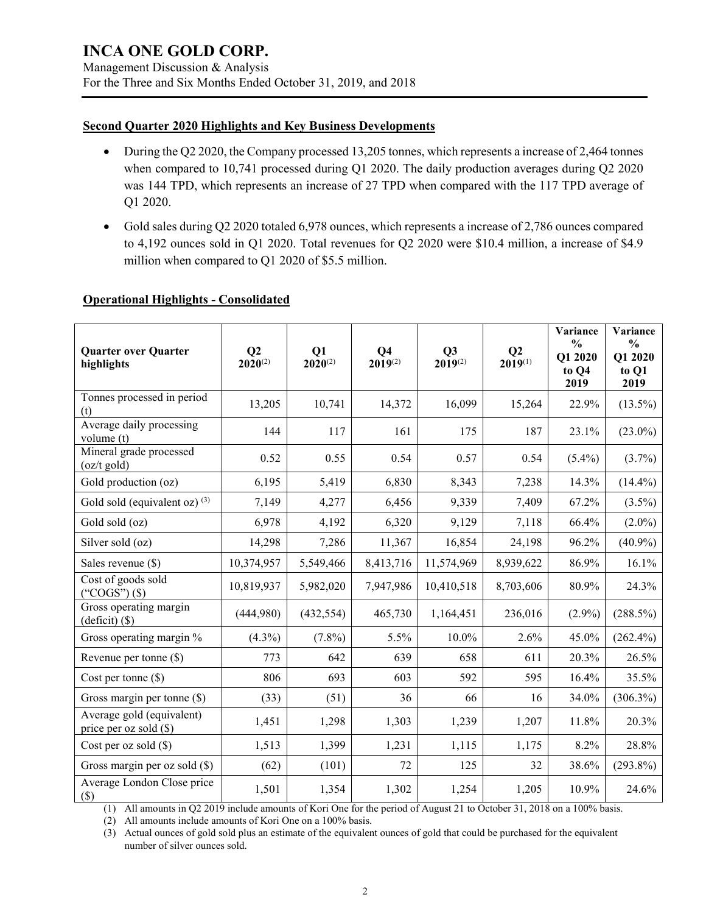## Second Quarter 2020 Highlights and Key Business Developments

- During the Q2 2020, the Company processed 13,205 tonnes, which represents a increase of 2,464 tonnes when compared to 10,741 processed during Q1 2020. The daily production averages during Q2 2020 was 144 TPD, which represents an increase of 27 TPD when compared with the 117 TPD average of Q1 2020.
- Gold sales during Q2 2020 totaled 6,978 ounces, which represents a increase of 2,786 ounces compared to 4,192 ounces sold in Q1 2020. Total revenues for Q2 2020 were $10.4 million, a increase of $4.9 million when compared to Q1 2020 of $5.5 million.

## Operational Highlights - Consolidated

| Quarter over Quarter highlights | Q2 2020[(2)] | Q1 2020[(2)] | Q4 2019[(2)] | Q3 2019[(2)] | Q2 2019[(1)] | Variance % Q1 2020 to Q4 2019 | Variance % Q1 2020 to Q1 2019 |
|---|---|---|---|---|---|---|---|
| Tonnes processed in period (t) | 13,205 | 10,741 | 14,372 | 16,099 | 15,264 | 22.9% | (13.5%) |
| Average daily processing volume (t) | 144 | 117 | 161 | 175 | 187 | 23.1% | (23.0%) |
| Mineral grade processed (oz/t gold) | 0.52 | 0.55 | 0.54 | 0.57 | 0.54 | (5.4%) | (3.7%) |
| Gold production (oz) | 6,195 | 5,419 | 6,830 | 8,343 | 7,238 | 14.3% | (14.4%) |
| Gold sold (equivalent oz) [(3)] | 7,149 | 4,277 | 6,456 | 9,339 | 7,409 | 67.2% | (3.5%) |
| Gold sold (oz) | 6,978 | 4,192 | 6,320 | 9,129 | 7,118 | 66.4% | (2.0%) |
| Silver sold (oz) | 14,298 | 7,286 | 11,367 | 16,854 | 24,198 | 96.2% | (40.9%) |
| Sales revenue ($) | 10,374,957 | 5,549,466 | 8,413,716 | 11,574,969 | 8,939,622 | 86.9% | 16.1% |
| Cost of goods sold ("COGS") ($) | 10,819,937 | 5,982,020 | 7,947,986 | 10,410,518 | 8,703,606 | 80.9% | 24.3% |
| Gross operating margin (deficit) ($) | (444,980) | (432,554) | 465,730 | 1,164,451 | 236,016 | (2.9%) | (288.5%) |
| Gross operating margin % | (4.3%) | (7.8%) | 5.5% | 10.0% | 2.6% | 45.0% | (262.4%) |
| Revenue per tonne ($) | 773 | 642 | 639 | 658 | 611 | 20.3% | 26.5% |
| Cost per tonne ($) | 806 | 693 | 603 | 592 | 595 | 16.4% | 35.5% |
| Gross margin per tonne ($) | (33) | (51) | 36 | 66 | 16 | 34.0% | (306.3%) |
| Average gold (equivalent) price per oz sold ($) | 1,451 | 1,298 | 1,303 | 1,239 | 1,207 | 11.8% | 20.3% |
| Cost per oz sold ($) | 1,513 | 1,399 | 1,231 | 1,115 | 1,175 | 8.2% | 28.8% |
| Gross margin per oz sold ($) | (62) | (101) | 72 | 125 | 32 | 38.6% | (293.8%) |
| Average London Close price ($) | 1,501 | 1,354 | 1,302 | 1,254 | 1,205 | 10.9% | 24.6% |

(1) All amounts in Q2 2019 include amounts of Kori One for the period of August 21 to October 31, 2018 on a 100% basis.
(2) All amounts include amounts of Kori One on a 100% basis.
(3) Actual ounces of gold sold plus an estimate of the equivalent ounces of gold that could be purchased for the equivalent number of silver ounces sold.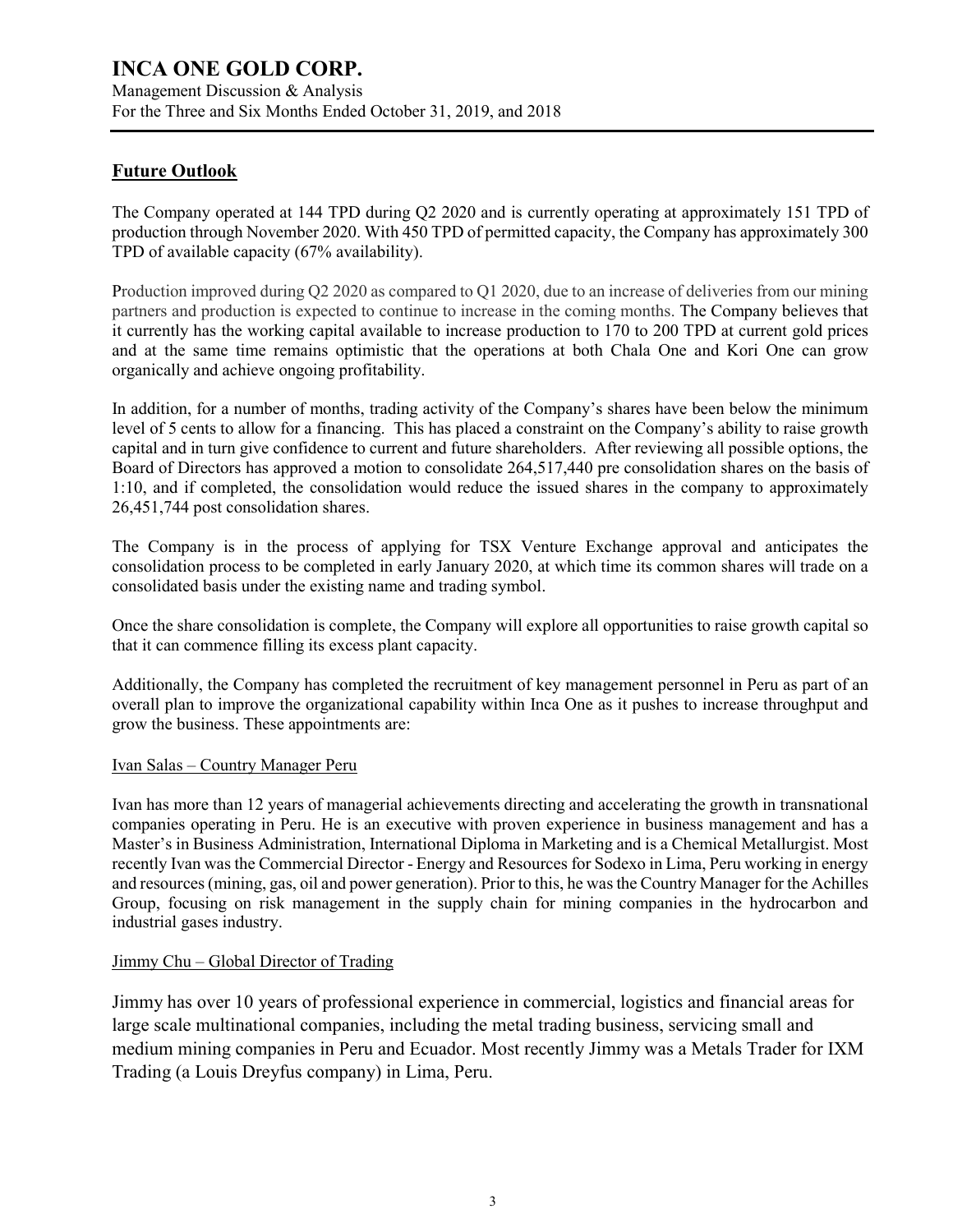## Future Outlook

The Company operated at 144 TPD during Q2 2020 and is currently operating at approximately 151 TPD of production through November 2020. With 450 TPD of permitted capacity, the Company has approximately 300 TPD of available capacity (67% availability).

Production improved during Q2 2020 as compared to Q1 2020, due to an increase of deliveries from our mining partners and production is expected to continue to increase in the coming months. The Company believes that it currently has the working capital available to increase production to 170 to 200 TPD at current gold prices and at the same time remains optimistic that the operations at both Chala One and Kori One can grow organically and achieve ongoing profitability.

In addition, for a number of months, trading activity of the Company's shares have been below the minimum level of 5 cents to allow for a financing. This has placed a constraint on the Company's ability to raise growth capital and in turn give confidence to current and future shareholders. After reviewing all possible options, the Board of Directors has approved a motion to consolidate 264,517,440 pre consolidation shares on the basis of 1:10, and if completed, the consolidation would reduce the issued shares in the company to approximately 26,451,744 post consolidation shares.

The Company is in the process of applying for TSX Venture Exchange approval and anticipates the consolidation process to be completed in early January 2020, at which time its common shares will trade on a consolidated basis under the existing name and trading symbol.

Once the share consolidation is complete, the Company will explore all opportunities to raise growth capital so that it can commence filling its excess plant capacity.

Additionally, the Company has completed the recruitment of key management personnel in Peru as part of an overall plan to improve the organizational capability within Inca One as it pushes to increase throughput and grow the business. These appointments are:

Ivan Salas – Country Manager Peru

Ivan has more than 12 years of managerial achievements directing and accelerating the growth in transnational companies operating in Peru. He is an executive with proven experience in business management and has a Master's in Business Administration, International Diploma in Marketing and is a Chemical Metallurgist. Most recently Ivan was the Commercial Director - Energy and Resources for Sodexo in Lima, Peru working in energy and resources (mining, gas, oil and power generation). Prior to this, he was the Country Manager for the Achilles Group, focusing on risk management in the supply chain for mining companies in the hydrocarbon and industrial gases industry.

Jimmy Chu – Global Director of Trading

Jimmy has over 10 years of professional experience in commercial, logistics and financial areas for large scale multinational companies, including the metal trading business, servicing small and medium mining companies in Peru and Ecuador. Most recently Jimmy was a Metals Trader for IXM Trading (a Louis Dreyfus company) in Lima, Peru.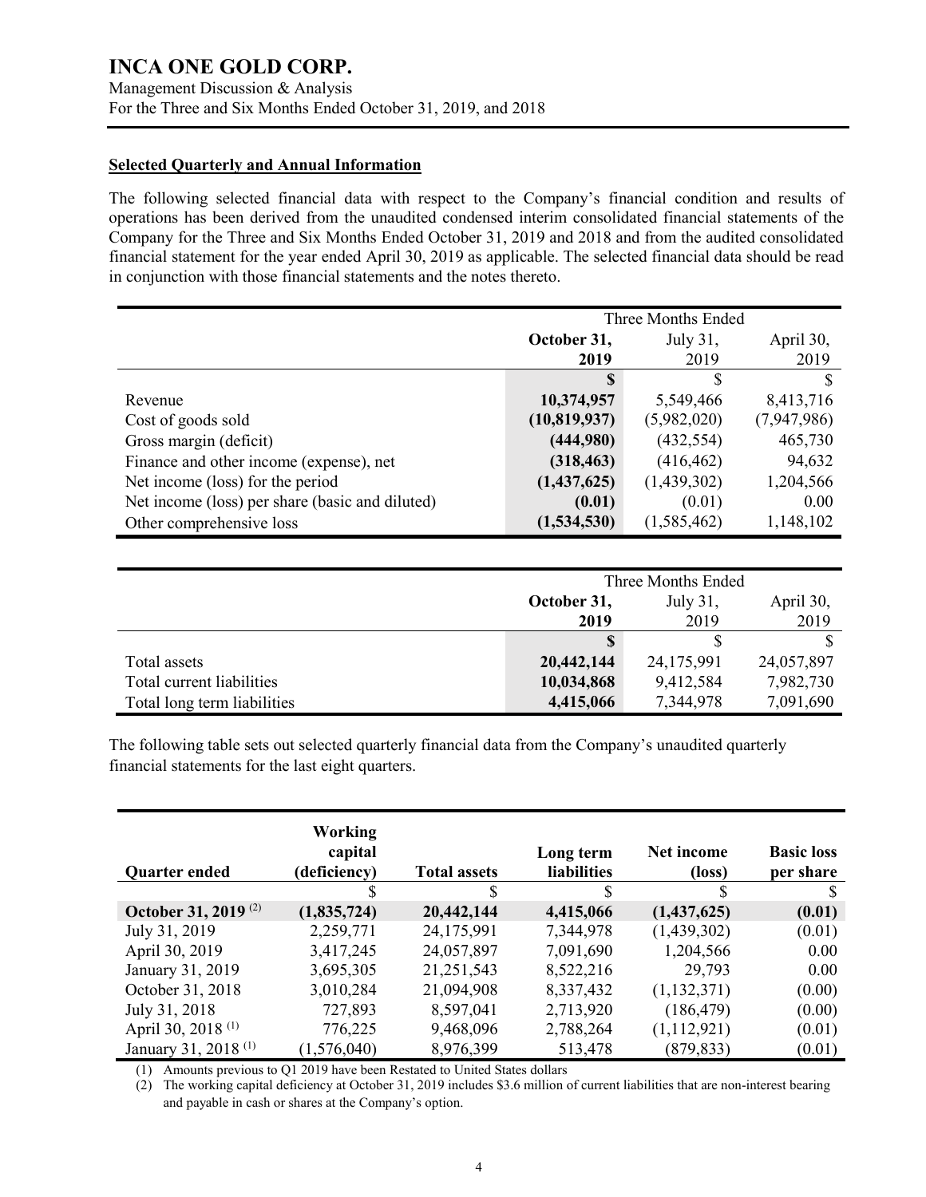### Selected Quarterly and Annual Information

The following selected financial data with respect to the Company's financial condition and results of operations has been derived from the unaudited condensed interim consolidated financial statements of the Company for the Three and Six Months Ended October 31, 2019 and 2018 and from the audited consolidated financial statement for the year ended April 30, 2019 as applicable. The selected financial data should be read in conjunction with those financial statements and the notes thereto.

| | Three Months Ended | | |
|---|---|---|---|
| | **October 31, 2019** | July 31, 2019 | April 30, 2019 |
| | **$** | $ | $ |
| Revenue | **10,374,957** | 5,549,466 | 8,413,716 |
| Cost of goods sold | **(10,819,937)** | (5,982,020) | (7,947,986) |
| Gross margin (deficit) | **(444,980)** | (432,554) | 465,730 |
| Finance and other income (expense), net | **(318,463)** | (416,462) | 94,632 |
| Net income (loss) for the period | **(1,437,625)** | (1,439,302) | 1,204,566 |
| Net income (loss) per share (basic and diluted) | **(0.01)** | (0.01) | 0.00 |
| Other comprehensive loss | **(1,534,530)** | (1,585,462) | 1,148,102 |

| | Three Months Ended | | |
|---|---|---|---|
| | **October 31, 2019** | July 31, 2019 | April 30, 2019 |
| | **$** | $ | $ |
| Total assets | **20,442,144** | 24,175,991 | 24,057,897 |
| Total current liabilities | **10,034,868** | 9,412,584 | 7,982,730 |
| Total long term liabilities | **4,415,066** | 7,344,978 | 7,091,690 |

The following table sets out selected quarterly financial data from the Company's unaudited quarterly financial statements for the last eight quarters.

| Quarter ended | Working capital (deficiency) | Total assets | Long term liabilities | Net income (loss) | Basic loss per share |
|---|---|---|---|---|---|
| | $ | $ | $ | $ | $ |
| **October 31, 2019 (2)** | **(1,835,724)** | **20,442,144** | **4,415,066** | **(1,437,625)** | **(0.01)** |
| July 31, 2019 | 2,259,771 | 24,175,991 | 7,344,978 | (1,439,302) | (0.01) |
| April 30, 2019 | 3,417,245 | 24,057,897 | 7,091,690 | 1,204,566 | 0.00 |
| January 31, 2019 | 3,695,305 | 21,251,543 | 8,522,216 | 29,793 | 0.00 |
| October 31, 2018 | 3,010,284 | 21,094,908 | 8,337,432 | (1,132,371) | (0.00) |
| July 31, 2018 | 727,893 | 8,597,041 | 2,713,920 | (186,479) | (0.00) |
| April 30, 2018 (1) | 776,225 | 9,468,096 | 2,788,264 | (1,112,921) | (0.01) |
| January 31, 2018 (1) | (1,576,040) | 8,976,399 | 513,478 | (879,833) | (0.01) |

(1) Amounts previous to Q1 2019 have been Restated to United States dollars

(2) The working capital deficiency at October 31, 2019 includes $3.6 million of current liabilities that are non-interest bearing and payable in cash or shares at the Company's option.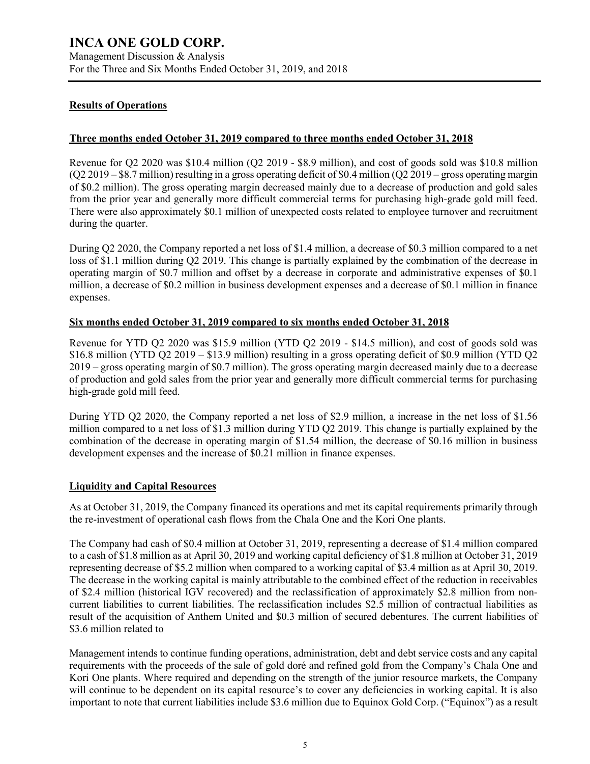## Results of Operations

### Three months ended October 31, 2019 compared to three months ended October 31, 2018

Revenue for Q2 2020 was $10.4 million (Q2 2019 - $8.9 million), and cost of goods sold was $10.8 million (Q2 2019 – $8.7 million) resulting in a gross operating deficit of $0.4 million (Q2 2019 – gross operating margin of $0.2 million). The gross operating margin decreased mainly due to a decrease of production and gold sales from the prior year and generally more difficult commercial terms for purchasing high-grade gold mill feed. There were also approximately $0.1 million of unexpected costs related to employee turnover and recruitment during the quarter.

During Q2 2020, the Company reported a net loss of $1.4 million, a decrease of $0.3 million compared to a net loss of $1.1 million during Q2 2019. This change is partially explained by the combination of the decrease in operating margin of $0.7 million and offset by a decrease in corporate and administrative expenses of $0.1 million, a decrease of $0.2 million in business development expenses and a decrease of $0.1 million in finance expenses.

### Six months ended October 31, 2019 compared to six months ended October 31, 2018

Revenue for YTD Q2 2020 was $15.9 million (YTD Q2 2019 - $14.5 million), and cost of goods sold was $16.8 million (YTD Q2 2019 – $13.9 million) resulting in a gross operating deficit of $0.9 million (YTD Q2 2019 – gross operating margin of $0.7 million). The gross operating margin decreased mainly due to a decrease of production and gold sales from the prior year and generally more difficult commercial terms for purchasing high-grade gold mill feed.

During YTD Q2 2020, the Company reported a net loss of $2.9 million, a increase in the net loss of $1.56 million compared to a net loss of $1.3 million during YTD Q2 2019. This change is partially explained by the combination of the decrease in operating margin of $1.54 million, the decrease of $0.16 million in business development expenses and the increase of $0.21 million in finance expenses.

## Liquidity and Capital Resources

As at October 31, 2019, the Company financed its operations and met its capital requirements primarily through the re-investment of operational cash flows from the Chala One and the Kori One plants.

The Company had cash of $0.4 million at October 31, 2019, representing a decrease of $1.4 million compared to a cash of $1.8 million as at April 30, 2019 and working capital deficiency of $1.8 million at October 31, 2019 representing decrease of $5.2 million when compared to a working capital of $3.4 million as at April 30, 2019. The decrease in the working capital is mainly attributable to the combined effect of the reduction in receivables of $2.4 million (historical IGV recovered) and the reclassification of approximately $2.8 million from non-current liabilities to current liabilities. The reclassification includes $2.5 million of contractual liabilities as result of the acquisition of Anthem United and $0.3 million of secured debentures. The current liabilities of $3.6 million related to

Management intends to continue funding operations, administration, debt and debt service costs and any capital requirements with the proceeds of the sale of gold doré and refined gold from the Company's Chala One and Kori One plants. Where required and depending on the strength of the junior resource markets, the Company will continue to be dependent on its capital resource's to cover any deficiencies in working capital. It is also important to note that current liabilities include $3.6 million due to Equinox Gold Corp. ("Equinox") as a result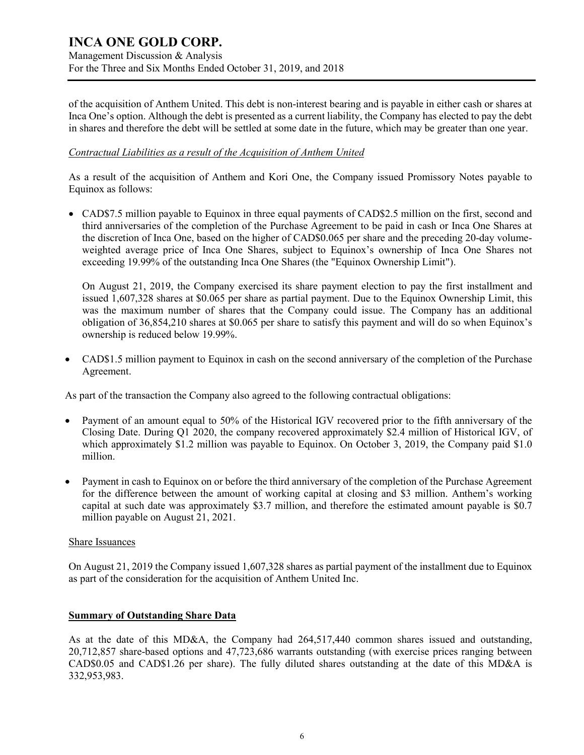of the acquisition of Anthem United. This debt is non-interest bearing and is payable in either cash or shares at Inca One's option. Although the debt is presented as a current liability, the Company has elected to pay the debt in shares and therefore the debt will be settled at some date in the future, which may be greater than one year.

*Contractual Liabilities as a result of the Acquisition of Anthem United*

As a result of the acquisition of Anthem and Kori One, the Company issued Promissory Notes payable to Equinox as follows:

- CAD$7.5 million payable to Equinox in three equal payments of CAD$2.5 million on the first, second and third anniversaries of the completion of the Purchase Agreement to be paid in cash or Inca One Shares at the discretion of Inca One, based on the higher of CAD$0.065 per share and the preceding 20-day volume-weighted average price of Inca One Shares, subject to Equinox's ownership of Inca One Shares not exceeding 19.99% of the outstanding Inca One Shares (the "Equinox Ownership Limit").

  On August 21, 2019, the Company exercised its share payment election to pay the first installment and issued 1,607,328 shares at $0.065 per share as partial payment. Due to the Equinox Ownership Limit, this was the maximum number of shares that the Company could issue. The Company has an additional obligation of 36,854,210 shares at $0.065 per share to satisfy this payment and will do so when Equinox's ownership is reduced below 19.99%.

- CAD$1.5 million payment to Equinox in cash on the second anniversary of the completion of the Purchase Agreement.

As part of the transaction the Company also agreed to the following contractual obligations:

- Payment of an amount equal to 50% of the Historical IGV recovered prior to the fifth anniversary of the Closing Date. During Q1 2020, the company recovered approximately $2.4 million of Historical IGV, of which approximately $1.2 million was payable to Equinox. On October 3, 2019, the Company paid $1.0 million.

- Payment in cash to Equinox on or before the third anniversary of the completion of the Purchase Agreement for the difference between the amount of working capital at closing and $3 million. Anthem's working capital at such date was approximately $3.7 million, and therefore the estimated amount payable is $0.7 million payable on August 21, 2021.

Share Issuances

On August 21, 2019 the Company issued 1,607,328 shares as partial payment of the installment due to Equinox as part of the consideration for the acquisition of Anthem United Inc.

## Summary of Outstanding Share Data

As at the date of this MD&A, the Company had 264,517,440 common shares issued and outstanding, 20,712,857 share-based options and 47,723,686 warrants outstanding (with exercise prices ranging between CAD$0.05 and CAD$1.26 per share). The fully diluted shares outstanding at the date of this MD&A is 332,953,983.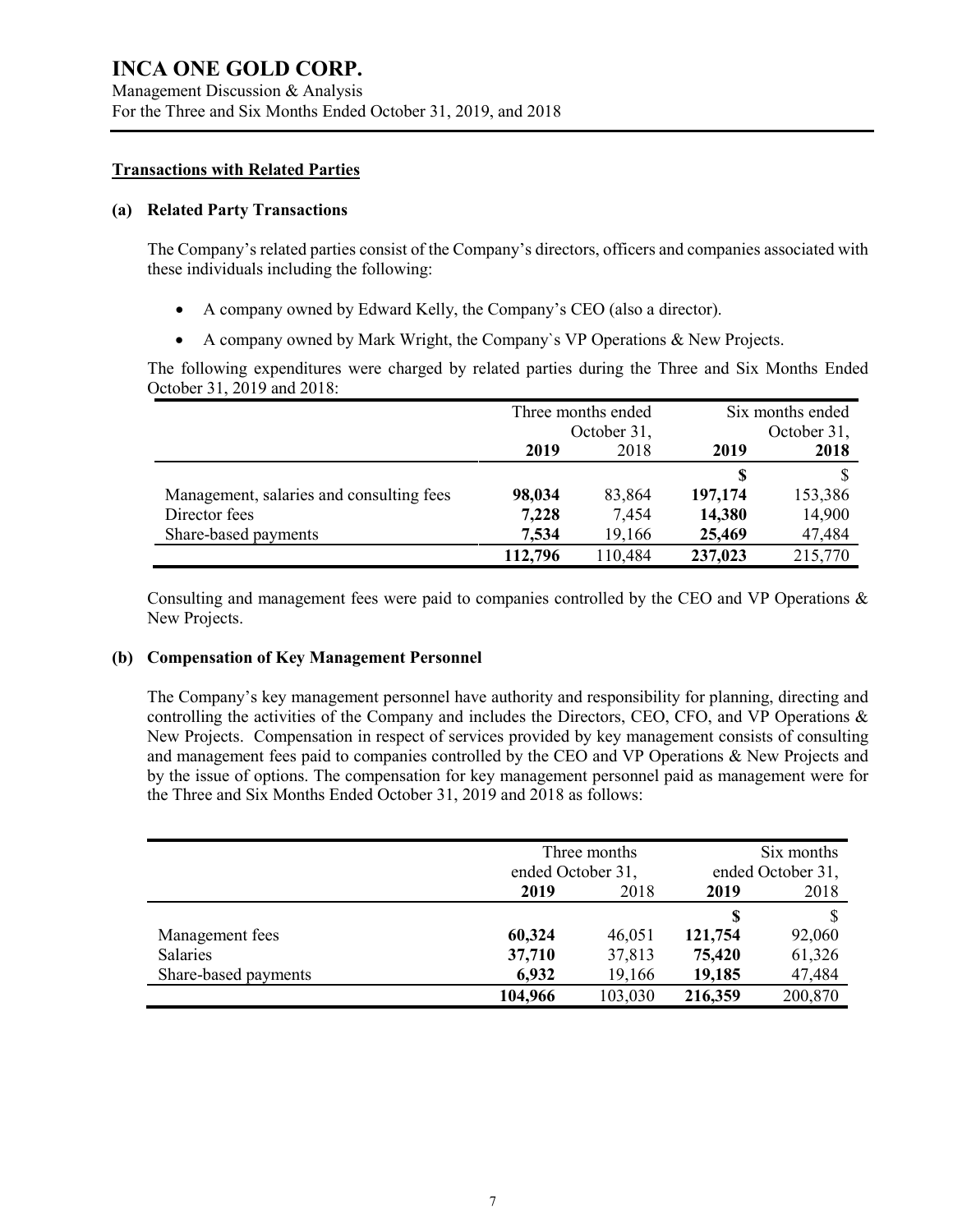## Transactions with Related Parties

### (a) Related Party Transactions

The Company's related parties consist of the Company's directors, officers and companies associated with these individuals including the following:

- A company owned by Edward Kelly, the Company's CEO (also a director).
- A company owned by Mark Wright, the Company`s VP Operations & New Projects.

The following expenditures were charged by related parties during the Three and Six Months Ended October 31, 2019 and 2018:

| | Three months ended October 31, | | Six months ended October 31, | |
|---|---|---|---|---|
| | **2019** | 2018 | **2019** | **2018** |
| | | | **$** | $ |
| Management, salaries and consulting fees | **98,034** | 83,864 | **197,174** | 153,386 |
| Director fees | **7,228** | 7,454 | **14,380** | 14,900 |
| Share-based payments | **7,534** | 19,166 | **25,469** | 47,484 |
| | **112,796** | 110,484 | **237,023** | 215,770 |

Consulting and management fees were paid to companies controlled by the CEO and VP Operations & New Projects.

### (b) Compensation of Key Management Personnel

The Company's key management personnel have authority and responsibility for planning, directing and controlling the activities of the Company and includes the Directors, CEO, CFO, and VP Operations & New Projects. Compensation in respect of services provided by key management consists of consulting and management fees paid to companies controlled by the CEO and VP Operations & New Projects and by the issue of options. The compensation for key management personnel paid as management were for the Three and Six Months Ended October 31, 2019 and 2018 as follows:

| | Three months ended October 31, | | Six months ended October 31, | |
|---|---|---|---|---|
| | **2019** | 2018 | **2019** | 2018 |
| | | | **$** | $ |
| Management fees | **60,324** | 46,051 | **121,754** | 92,060 |
| Salaries | **37,710** | 37,813 | **75,420** | 61,326 |
| Share-based payments | **6,932** | 19,166 | **19,185** | 47,484 |
| | **104,966** | 103,030 | **216,359** | 200,870 |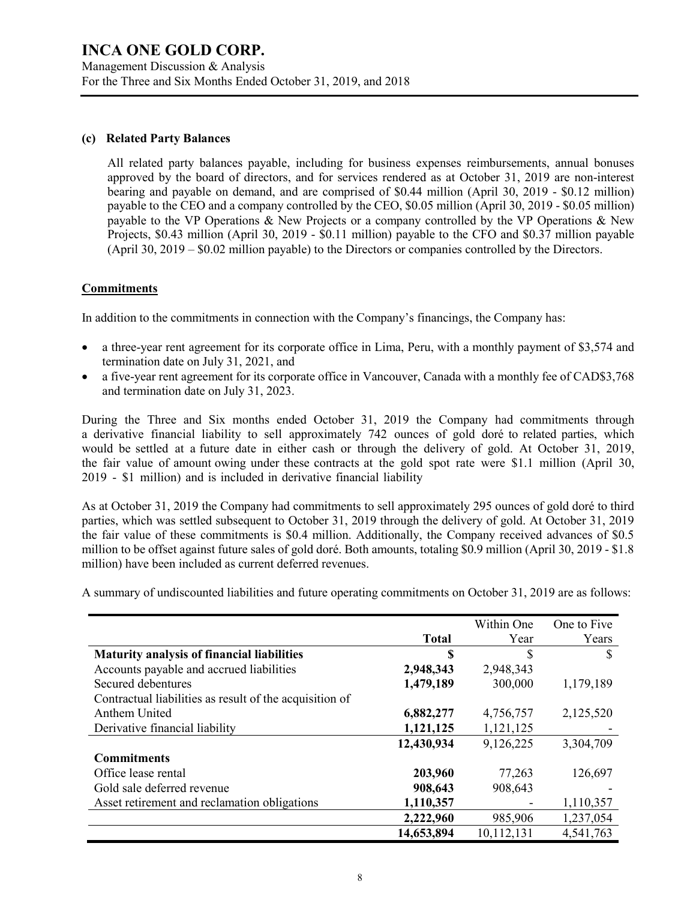### (c) Related Party Balances

All related party balances payable, including for business expenses reimbursements, annual bonuses approved by the board of directors, and for services rendered as at October 31, 2019 are non-interest bearing and payable on demand, and are comprised of $0.44 million (April 30, 2019 - $0.12 million) payable to the CEO and a company controlled by the CEO, $0.05 million (April 30, 2019 - $0.05 million) payable to the VP Operations & New Projects or a company controlled by the VP Operations & New Projects, $0.43 million (April 30, 2019 - $0.11 million) payable to the CFO and $0.37 million payable (April 30, 2019 – $0.02 million payable) to the Directors or companies controlled by the Directors.

## Commitments

In addition to the commitments in connection with the Company's financings, the Company has:

- a three-year rent agreement for its corporate office in Lima, Peru, with a monthly payment of $3,574 and termination date on July 31, 2021, and
- a five-year rent agreement for its corporate office in Vancouver, Canada with a monthly fee of CAD$3,768 and termination date on July 31, 2023.

During the Three and Six months ended October 31, 2019 the Company had commitments through a derivative financial liability to sell approximately 742 ounces of gold doré to related parties, which would be settled at a future date in either cash or through the delivery of gold. At October 31, 2019, the fair value of amount owing under these contracts at the gold spot rate were $1.1 million (April 30, 2019 - $1 million) and is included in derivative financial liability

As at October 31, 2019 the Company had commitments to sell approximately 295 ounces of gold doré to third parties, which was settled subsequent to October 31, 2019 through the delivery of gold. At October 31, 2019 the fair value of these commitments is $0.4 million. Additionally, the Company received advances of $0.5 million to be offset against future sales of gold doré. Both amounts, totaling $0.9 million (April 30, 2019 - $1.8 million) have been included as current deferred revenues.

A summary of undiscounted liabilities and future operating commitments on October 31, 2019 are as follows:

| | **Total** | Within One Year | One to Five Years |
|---|---|---|---|
| **Maturity analysis of financial liabilities** | **$** | $ | $ |
| Accounts payable and accrued liabilities | **2,948,343** | 2,948,343 | |
| Secured debentures | **1,479,189** | 300,000 | 1,179,189 |
| Contractual liabilities as result of the acquisition of Anthem United | **6,882,277** | 4,756,757 | 2,125,520 |
| Derivative financial liability | **1,121,125** | 1,121,125 | - |
| | **12,430,934** | 9,126,225 | 3,304,709 |
| **Commitments** | | | |
| Office lease rental | **203,960** | 77,263 | 126,697 |
| Gold sale deferred revenue | **908,643** | 908,643 | - |
| Asset retirement and reclamation obligations | **1,110,357** | - | 1,110,357 |
| | **2,222,960** | 985,906 | 1,237,054 |
| | **14,653,894** | 10,112,131 | 4,541,763 |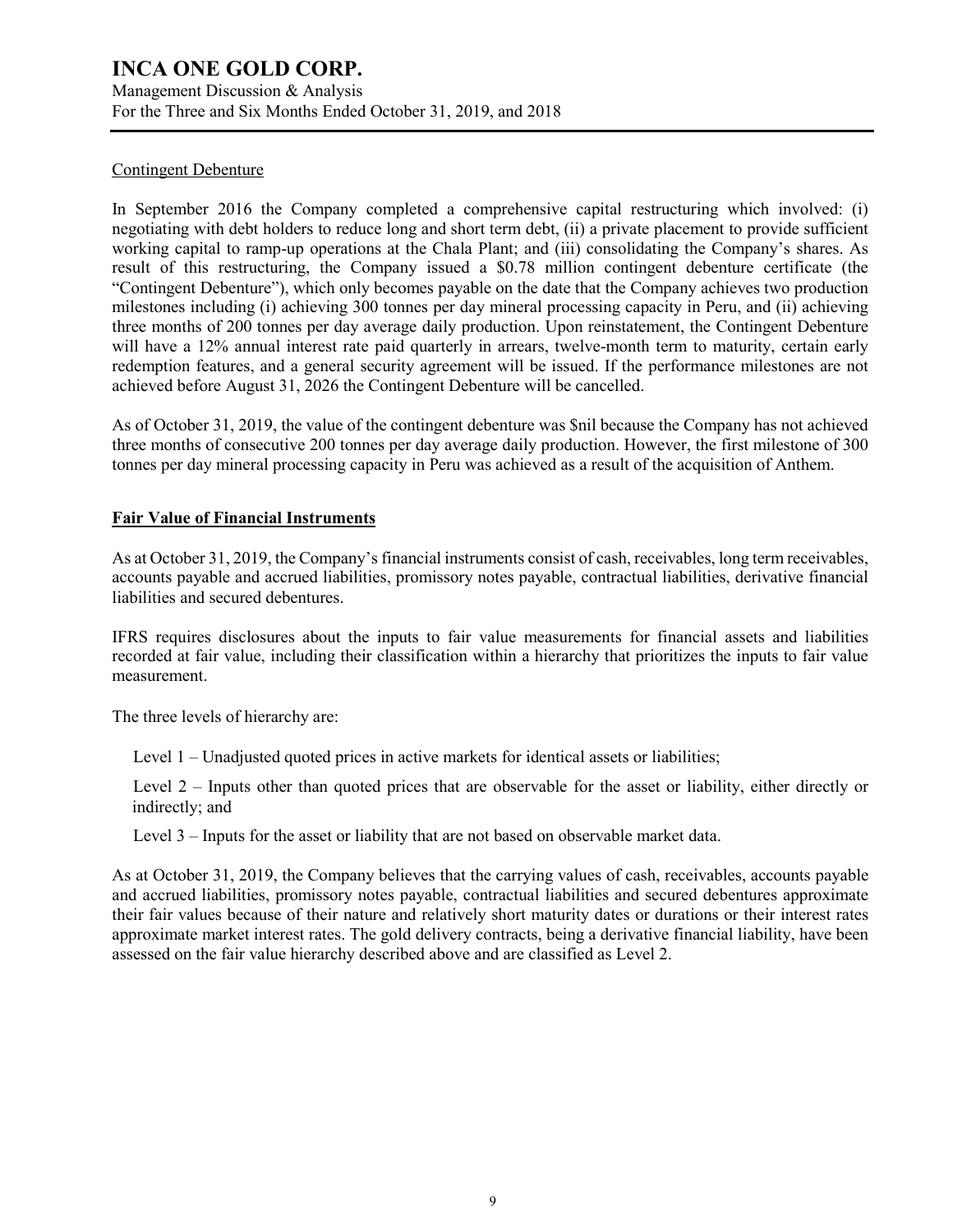Contingent Debenture

In September 2016 the Company completed a comprehensive capital restructuring which involved: (i) negotiating with debt holders to reduce long and short term debt, (ii) a private placement to provide sufficient working capital to ramp-up operations at the Chala Plant; and (iii) consolidating the Company's shares. As result of this restructuring, the Company issued a $0.78 million contingent debenture certificate (the "Contingent Debenture"), which only becomes payable on the date that the Company achieves two production milestones including (i) achieving 300 tonnes per day mineral processing capacity in Peru, and (ii) achieving three months of 200 tonnes per day average daily production. Upon reinstatement, the Contingent Debenture will have a 12% annual interest rate paid quarterly in arrears, twelve-month term to maturity, certain early redemption features, and a general security agreement will be issued. If the performance milestones are not achieved before August 31, 2026 the Contingent Debenture will be cancelled.

As of October 31, 2019, the value of the contingent debenture was $nil because the Company has not achieved three months of consecutive 200 tonnes per day average daily production. However, the first milestone of 300 tonnes per day mineral processing capacity in Peru was achieved as a result of the acquisition of Anthem.

## Fair Value of Financial Instruments

As at October 31, 2019, the Company's financial instruments consist of cash, receivables, long term receivables, accounts payable and accrued liabilities, promissory notes payable, contractual liabilities, derivative financial liabilities and secured debentures.

IFRS requires disclosures about the inputs to fair value measurements for financial assets and liabilities recorded at fair value, including their classification within a hierarchy that prioritizes the inputs to fair value measurement.

The three levels of hierarchy are:

Level 1 – Unadjusted quoted prices in active markets for identical assets or liabilities;

Level 2 – Inputs other than quoted prices that are observable for the asset or liability, either directly or indirectly; and

Level 3 – Inputs for the asset or liability that are not based on observable market data.

As at October 31, 2019, the Company believes that the carrying values of cash, receivables, accounts payable and accrued liabilities, promissory notes payable, contractual liabilities and secured debentures approximate their fair values because of their nature and relatively short maturity dates or durations or their interest rates approximate market interest rates. The gold delivery contracts, being a derivative financial liability, have been assessed on the fair value hierarchy described above and are classified as Level 2.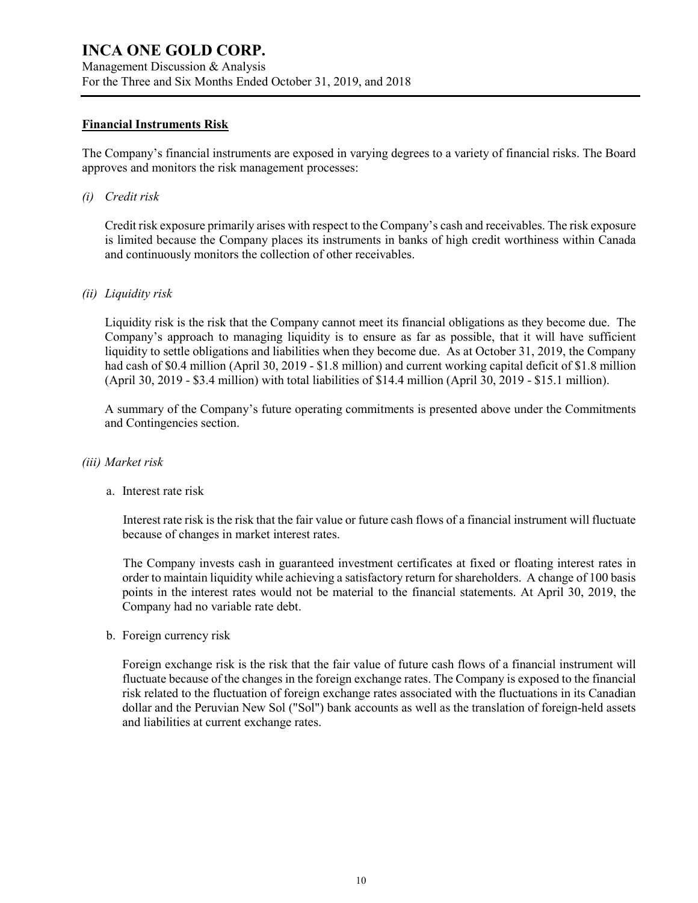### Financial Instruments Risk

The Company's financial instruments are exposed in varying degrees to a variety of financial risks. The Board approves and monitors the risk management processes:

*(i) Credit risk*

Credit risk exposure primarily arises with respect to the Company's cash and receivables. The risk exposure is limited because the Company places its instruments in banks of high credit worthiness within Canada and continuously monitors the collection of other receivables.

*(ii) Liquidity risk*

Liquidity risk is the risk that the Company cannot meet its financial obligations as they become due. The Company's approach to managing liquidity is to ensure as far as possible, that it will have sufficient liquidity to settle obligations and liabilities when they become due. As at October 31, 2019, the Company had cash of $0.4 million (April 30, 2019 - $1.8 million) and current working capital deficit of $1.8 million (April 30, 2019 - $3.4 million) with total liabilities of $14.4 million (April 30, 2019 - $15.1 million).

A summary of the Company's future operating commitments is presented above under the Commitments and Contingencies section.

*(iii) Market risk*

a. Interest rate risk

Interest rate risk is the risk that the fair value or future cash flows of a financial instrument will fluctuate because of changes in market interest rates.

The Company invests cash in guaranteed investment certificates at fixed or floating interest rates in order to maintain liquidity while achieving a satisfactory return for shareholders. A change of 100 basis points in the interest rates would not be material to the financial statements. At April 30, 2019, the Company had no variable rate debt.

b. Foreign currency risk

Foreign exchange risk is the risk that the fair value of future cash flows of a financial instrument will fluctuate because of the changes in the foreign exchange rates. The Company is exposed to the financial risk related to the fluctuation of foreign exchange rates associated with the fluctuations in its Canadian dollar and the Peruvian New Sol ("Sol") bank accounts as well as the translation of foreign-held assets and liabilities at current exchange rates.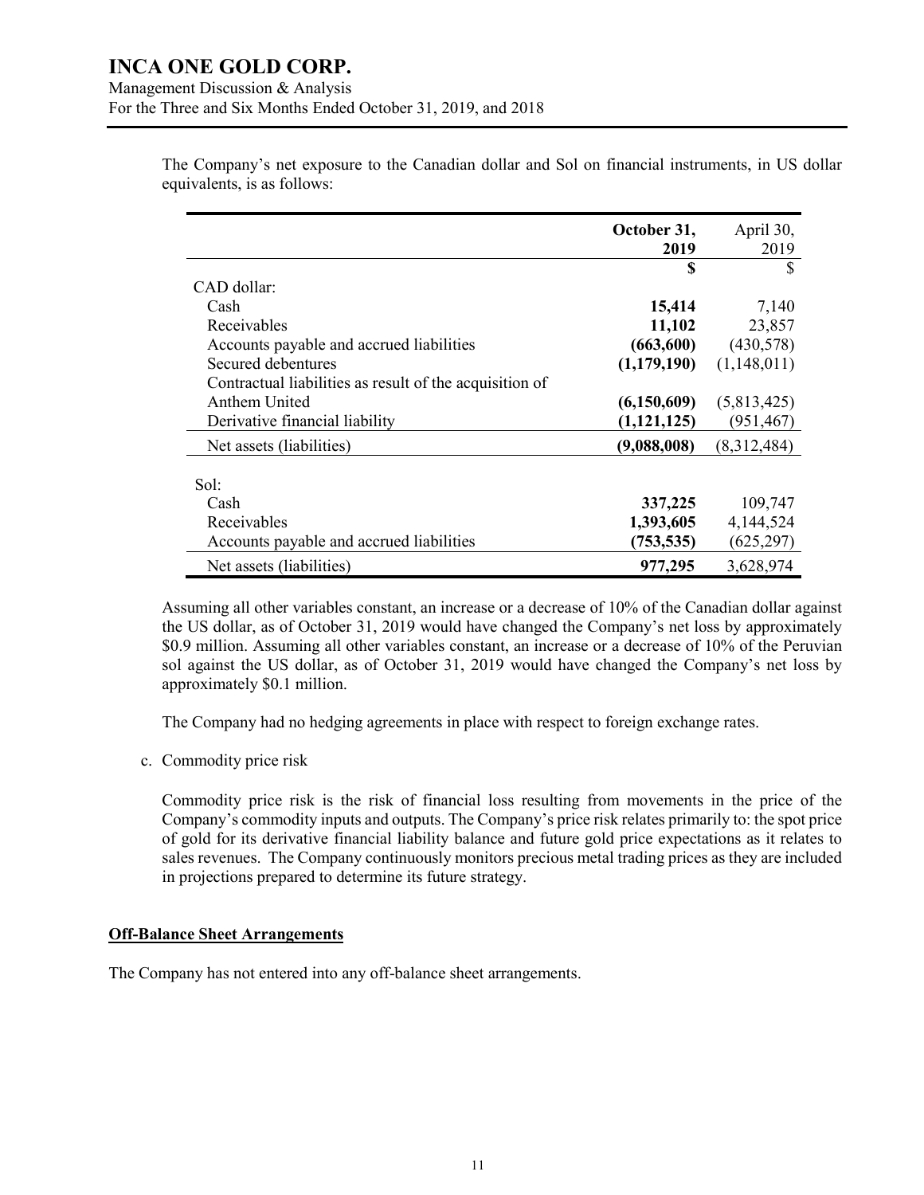The Company's net exposure to the Canadian dollar and Sol on financial instruments, in US dollar equivalents, is as follows:

| | **October 31, 2019** | April 30, 2019 |
|---|---|---|
| | **$** | $ |
| CAD dollar: | | |
| Cash | **15,414** | 7,140 |
| Receivables | **11,102** | 23,857 |
| Accounts payable and accrued liabilities | **(663,600)** | (430,578) |
| Secured debentures | **(1,179,190)** | (1,148,011) |
| Contractual liabilities as result of the acquisition of Anthem United | **(6,150,609)** | (5,813,425) |
| Derivative financial liability | **(1,121,125)** | (951,467) |
| Net assets (liabilities) | **(9,088,008)** | (8,312,484) |
| Sol: | | |
| Cash | **337,225** | 109,747 |
| Receivables | **1,393,605** | 4,144,524 |
| Accounts payable and accrued liabilities | **(753,535)** | (625,297) |
| Net assets (liabilities) | **977,295** | 3,628,974 |

Assuming all other variables constant, an increase or a decrease of 10% of the Canadian dollar against the US dollar, as of October 31, 2019 would have changed the Company's net loss by approximately $0.9 million. Assuming all other variables constant, an increase or a decrease of 10% of the Peruvian sol against the US dollar, as of October 31, 2019 would have changed the Company's net loss by approximately $0.1 million.

The Company had no hedging agreements in place with respect to foreign exchange rates.

c. Commodity price risk

Commodity price risk is the risk of financial loss resulting from movements in the price of the Company's commodity inputs and outputs. The Company's price risk relates primarily to: the spot price of gold for its derivative financial liability balance and future gold price expectations as it relates to sales revenues. The Company continuously monitors precious metal trading prices as they are included in projections prepared to determine its future strategy.

## Off-Balance Sheet Arrangements

The Company has not entered into any off-balance sheet arrangements.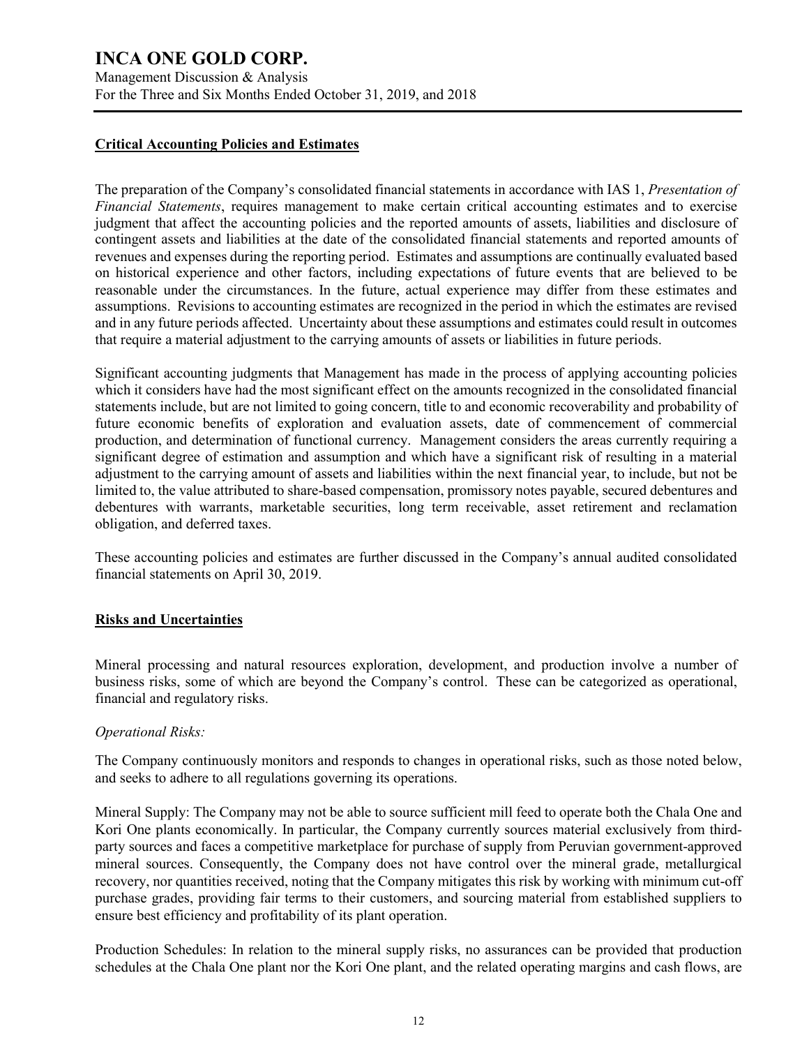## Critical Accounting Policies and Estimates

The preparation of the Company's consolidated financial statements in accordance with IAS 1, *Presentation of Financial Statements*, requires management to make certain critical accounting estimates and to exercise judgment that affect the accounting policies and the reported amounts of assets, liabilities and disclosure of contingent assets and liabilities at the date of the consolidated financial statements and reported amounts of revenues and expenses during the reporting period. Estimates and assumptions are continually evaluated based on historical experience and other factors, including expectations of future events that are believed to be reasonable under the circumstances. In the future, actual experience may differ from these estimates and assumptions. Revisions to accounting estimates are recognized in the period in which the estimates are revised and in any future periods affected. Uncertainty about these assumptions and estimates could result in outcomes that require a material adjustment to the carrying amounts of assets or liabilities in future periods.

Significant accounting judgments that Management has made in the process of applying accounting policies which it considers have had the most significant effect on the amounts recognized in the consolidated financial statements include, but are not limited to going concern, title to and economic recoverability and probability of future economic benefits of exploration and evaluation assets, date of commencement of commercial production, and determination of functional currency. Management considers the areas currently requiring a significant degree of estimation and assumption and which have a significant risk of resulting in a material adjustment to the carrying amount of assets and liabilities within the next financial year, to include, but not be limited to, the value attributed to share-based compensation, promissory notes payable, secured debentures and debentures with warrants, marketable securities, long term receivable, asset retirement and reclamation obligation, and deferred taxes.

These accounting policies and estimates are further discussed in the Company's annual audited consolidated financial statements on April 30, 2019.

## Risks and Uncertainties

Mineral processing and natural resources exploration, development, and production involve a number of business risks, some of which are beyond the Company's control. These can be categorized as operational, financial and regulatory risks.

*Operational Risks:*

The Company continuously monitors and responds to changes in operational risks, such as those noted below, and seeks to adhere to all regulations governing its operations.

Mineral Supply: The Company may not be able to source sufficient mill feed to operate both the Chala One and Kori One plants economically. In particular, the Company currently sources material exclusively from third-party sources and faces a competitive marketplace for purchase of supply from Peruvian government-approved mineral sources. Consequently, the Company does not have control over the mineral grade, metallurgical recovery, nor quantities received, noting that the Company mitigates this risk by working with minimum cut-off purchase grades, providing fair terms to their customers, and sourcing material from established suppliers to ensure best efficiency and profitability of its plant operation.

Production Schedules: In relation to the mineral supply risks, no assurances can be provided that production schedules at the Chala One plant nor the Kori One plant, and the related operating margins and cash flows, are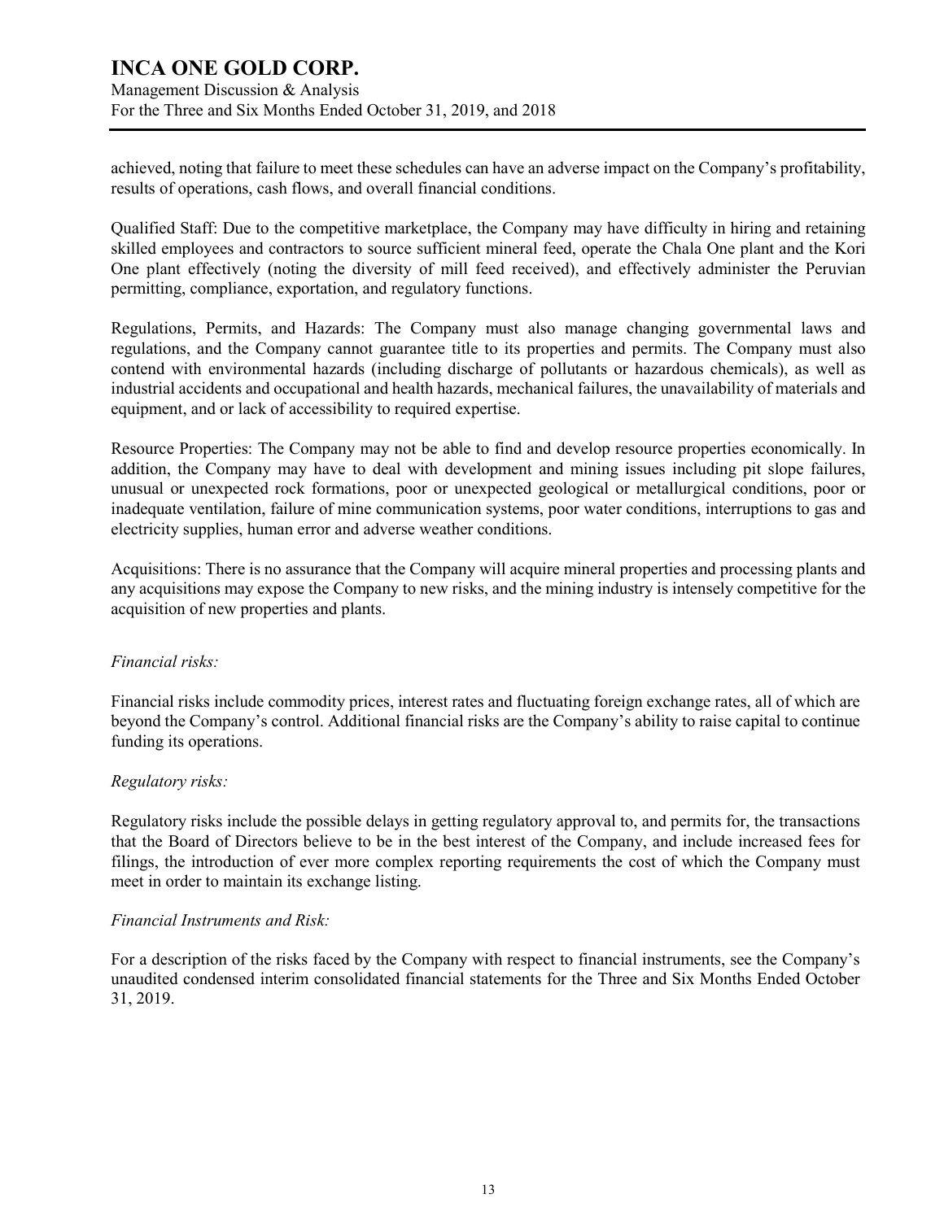achieved, noting that failure to meet these schedules can have an adverse impact on the Company's profitability, results of operations, cash flows, and overall financial conditions.

Qualified Staff: Due to the competitive marketplace, the Company may have difficulty in hiring and retaining skilled employees and contractors to source sufficient mineral feed, operate the Chala One plant and the Kori One plant effectively (noting the diversity of mill feed received), and effectively administer the Peruvian permitting, compliance, exportation, and regulatory functions.

Regulations, Permits, and Hazards: The Company must also manage changing governmental laws and regulations, and the Company cannot guarantee title to its properties and permits. The Company must also contend with environmental hazards (including discharge of pollutants or hazardous chemicals), as well as industrial accidents and occupational and health hazards, mechanical failures, the unavailability of materials and equipment, and or lack of accessibility to required expertise.

Resource Properties: The Company may not be able to find and develop resource properties economically. In addition, the Company may have to deal with development and mining issues including pit slope failures, unusual or unexpected rock formations, poor or unexpected geological or metallurgical conditions, poor or inadequate ventilation, failure of mine communication systems, poor water conditions, interruptions to gas and electricity supplies, human error and adverse weather conditions.

Acquisitions: There is no assurance that the Company will acquire mineral properties and processing plants and any acquisitions may expose the Company to new risks, and the mining industry is intensely competitive for the acquisition of new properties and plants.

*Financial risks:*

Financial risks include commodity prices, interest rates and fluctuating foreign exchange rates, all of which are beyond the Company's control. Additional financial risks are the Company's ability to raise capital to continue funding its operations.

*Regulatory risks:*

Regulatory risks include the possible delays in getting regulatory approval to, and permits for, the transactions that the Board of Directors believe to be in the best interest of the Company, and include increased fees for filings, the introduction of ever more complex reporting requirements the cost of which the Company must meet in order to maintain its exchange listing.

*Financial Instruments and Risk:*

For a description of the risks faced by the Company with respect to financial instruments, see the Company's unaudited condensed interim consolidated financial statements for the Three and Six Months Ended October 31, 2019.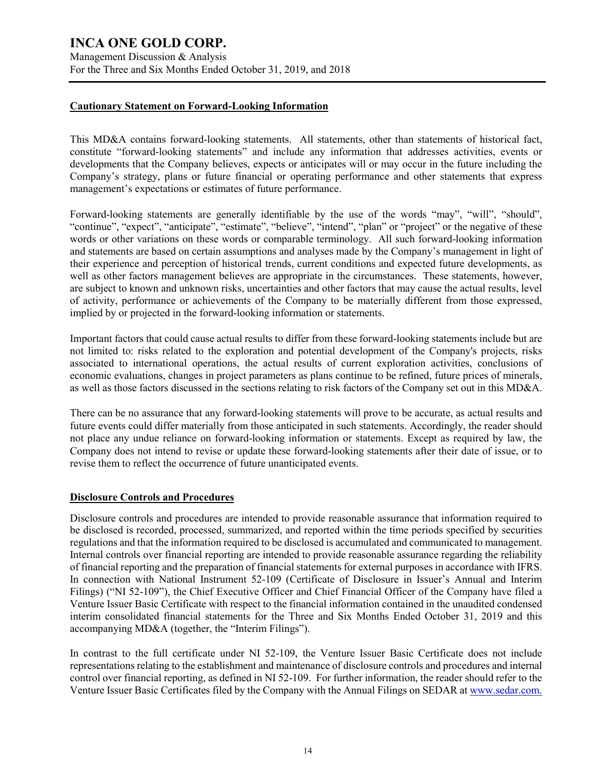**Cautionary Statement on Forward-Looking Information**

This MD&A contains forward-looking statements. All statements, other than statements of historical fact, constitute "forward-looking statements" and include any information that addresses activities, events or developments that the Company believes, expects or anticipates will or may occur in the future including the Company's strategy, plans or future financial or operating performance and other statements that express management's expectations or estimates of future performance.

Forward-looking statements are generally identifiable by the use of the words "may", "will", "should", "continue", "expect", "anticipate", "estimate", "believe", "intend", "plan" or "project" or the negative of these words or other variations on these words or comparable terminology. All such forward-looking information and statements are based on certain assumptions and analyses made by the Company's management in light of their experience and perception of historical trends, current conditions and expected future developments, as well as other factors management believes are appropriate in the circumstances. These statements, however, are subject to known and unknown risks, uncertainties and other factors that may cause the actual results, level of activity, performance or achievements of the Company to be materially different from those expressed, implied by or projected in the forward-looking information or statements.

Important factors that could cause actual results to differ from these forward-looking statements include but are not limited to: risks related to the exploration and potential development of the Company's projects, risks associated to international operations, the actual results of current exploration activities, conclusions of economic evaluations, changes in project parameters as plans continue to be refined, future prices of minerals, as well as those factors discussed in the sections relating to risk factors of the Company set out in this MD&A.

There can be no assurance that any forward-looking statements will prove to be accurate, as actual results and future events could differ materially from those anticipated in such statements. Accordingly, the reader should not place any undue reliance on forward-looking information or statements. Except as required by law, the Company does not intend to revise or update these forward-looking statements after their date of issue, or to revise them to reflect the occurrence of future unanticipated events.

**Disclosure Controls and Procedures**

Disclosure controls and procedures are intended to provide reasonable assurance that information required to be disclosed is recorded, processed, summarized, and reported within the time periods specified by securities regulations and that the information required to be disclosed is accumulated and communicated to management. Internal controls over financial reporting are intended to provide reasonable assurance regarding the reliability of financial reporting and the preparation of financial statements for external purposes in accordance with IFRS. In connection with National Instrument 52-109 (Certificate of Disclosure in Issuer's Annual and Interim Filings) ("NI 52-109"), the Chief Executive Officer and Chief Financial Officer of the Company have filed a Venture Issuer Basic Certificate with respect to the financial information contained in the unaudited condensed interim consolidated financial statements for the Three and Six Months Ended October 31, 2019 and this accompanying MD&A (together, the "Interim Filings").

In contrast to the full certificate under NI 52-109, the Venture Issuer Basic Certificate does not include representations relating to the establishment and maintenance of disclosure controls and procedures and internal control over financial reporting, as defined in NI 52-109. For further information, the reader should refer to the Venture Issuer Basic Certificates filed by the Company with the Annual Filings on SEDAR at www.sedar.com.